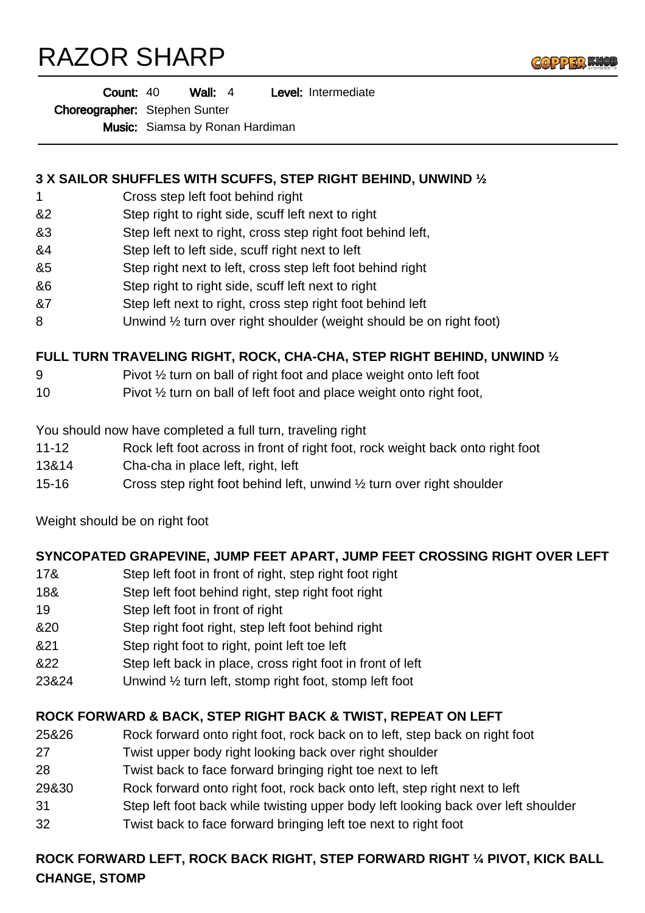# RAZOR SHARP

**Count:** 40 **Wall:** 4 **Level:** Intermediate

**Choreographer:** Stephen Sunter

**Music:** Siamsa by Ronan Hardiman

---

**3 X SAILOR SHUFFLES WITH SCUFFS, STEP RIGHT BEHIND, UNWIND ½**

| | |
|---|---|
| 1 | Cross step left foot behind right |
| &2 | Step right to right side, scuff left next to right |
| &3 | Step left next to right, cross step right foot behind left, |
| &4 | Step left to left side, scuff right next to left |
| &5 | Step right next to left, cross step left foot behind right |
| &6 | Step right to right side, scuff left next to right |
| &7 | Step left next to right, cross step right foot behind left |
| 8 | Unwind ½ turn over right shoulder (weight should be on right foot) |

**FULL TURN TRAVELING RIGHT, ROCK, CHA-CHA, STEP RIGHT BEHIND, UNWIND ½**

| | |
|---|---|
| 9 | Pivot ½ turn on ball of right foot and place weight onto left foot |
| 10 | Pivot ½ turn on ball of left foot and place weight onto right foot, |

You should now have completed a full turn, traveling right

| | |
|---|---|
| 11-12 | Rock left foot across in front of right foot, rock weight back onto right foot |
| 13&14 | Cha-cha in place left, right, left |
| 15-16 | Cross step right foot behind left, unwind ½ turn over right shoulder |

Weight should be on right foot

**SYNCOPATED GRAPEVINE, JUMP FEET APART, JUMP FEET CROSSING RIGHT OVER LEFT**

| | |
|---|---|
| 17& | Step left foot in front of right, step right foot right |
| 18& | Step left foot behind right, step right foot right |
| 19 | Step left foot in front of right |
| &20 | Step right foot right, step left foot behind right |
| &21 | Step right foot to right, point left toe left |
| &22 | Step left back in place, cross right foot in front of left |
| 23&24 | Unwind ½ turn left, stomp right foot, stomp left foot |

**ROCK FORWARD & BACK, STEP RIGHT BACK & TWIST, REPEAT ON LEFT**

| | |
|---|---|
| 25&26 | Rock forward onto right foot, rock back on to left, step back on right foot |
| 27 | Twist upper body right looking back over right shoulder |
| 28 | Twist back to face forward bringing right toe next to left |
| 29&30 | Rock forward onto right foot, rock back onto left, step right next to left |
| 31 | Step left foot back while twisting upper body left looking back over left shoulder |
| 32 | Twist back to face forward bringing left toe next to right foot |

**ROCK FORWARD LEFT, ROCK BACK RIGHT, STEP FORWARD RIGHT ¼ PIVOT, KICK BALL CHANGE, STOMP**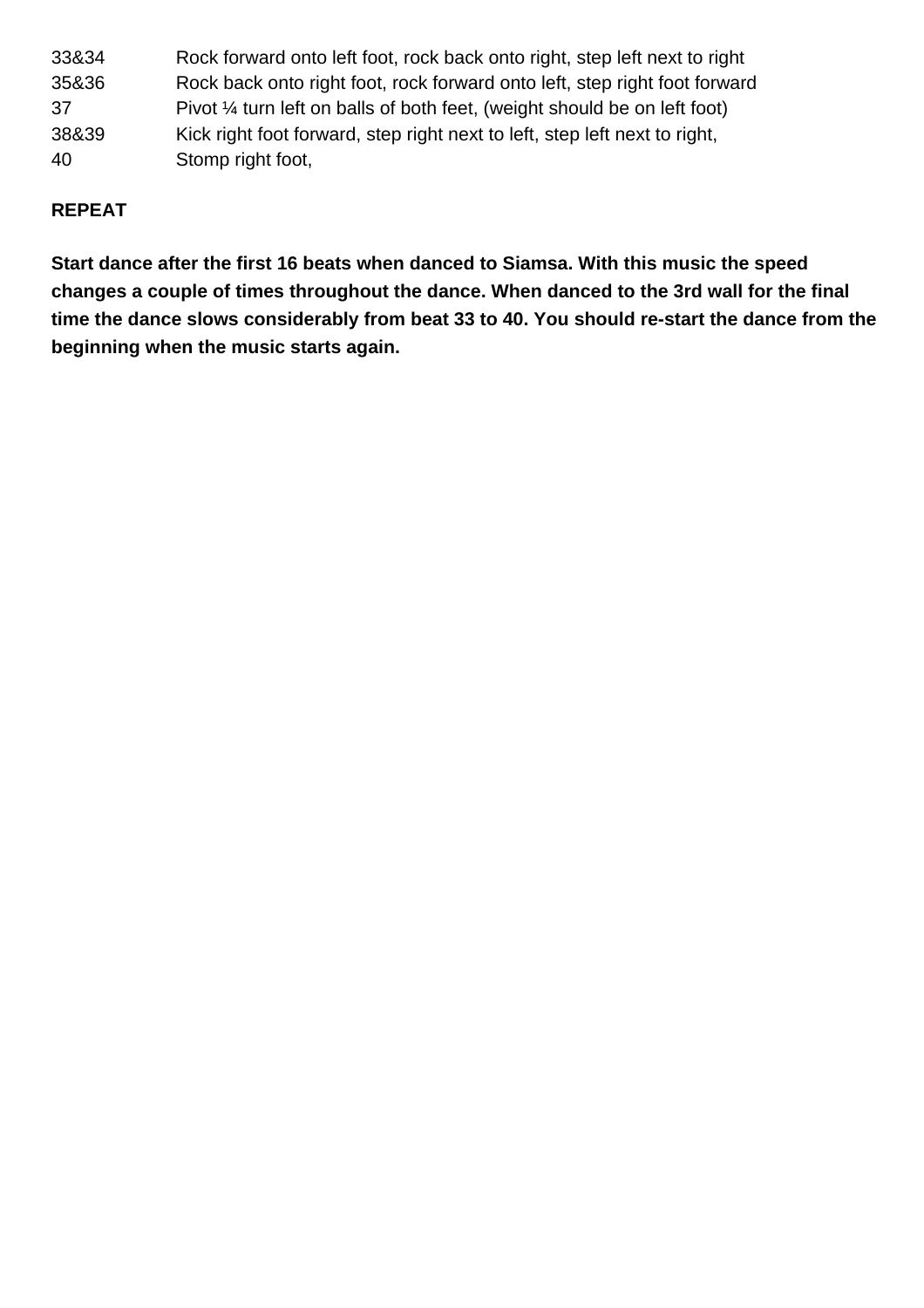| | |
|---|---|
| 33&34 | Rock forward onto left foot, rock back onto right, step left next to right |
| 35&36 | Rock back onto right foot, rock forward onto left, step right foot forward |
| 37 | Pivot ¼ turn left on balls of both feet, (weight should be on left foot) |
| 38&39 | Kick right foot forward, step right next to left, step left next to right, |
| 40 | Stomp right foot, |

**REPEAT**

**Start dance after the first 16 beats when danced to Siamsa. With this music the speed changes a couple of times throughout the dance. When danced to the 3rd wall for the final time the dance slows considerably from beat 33 to 40. You should re-start the dance from the beginning when the music starts again.**